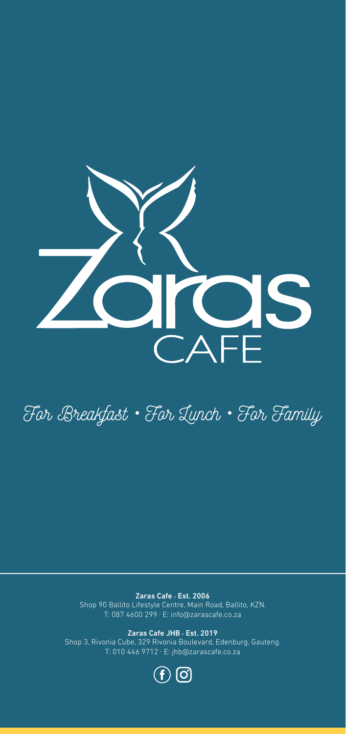# Zaras CAFE

For Breakfast • For Lunch • For Family

**Zaras Cafe · Est. 2006**
Shop 90 Ballito Lifestyle Centre, Main Road, Ballito, KZN.
T: 087 4600 299 · E: info@zarascafe.co.za

**Zaras Cafe JHB · Est. 2019**
Shop 3, Rivonia Cube, 329 Rivonia Boulevard, Edenburg, Gauteng.
T: 010 446 9712 · E: jhb@zarascafe.co.za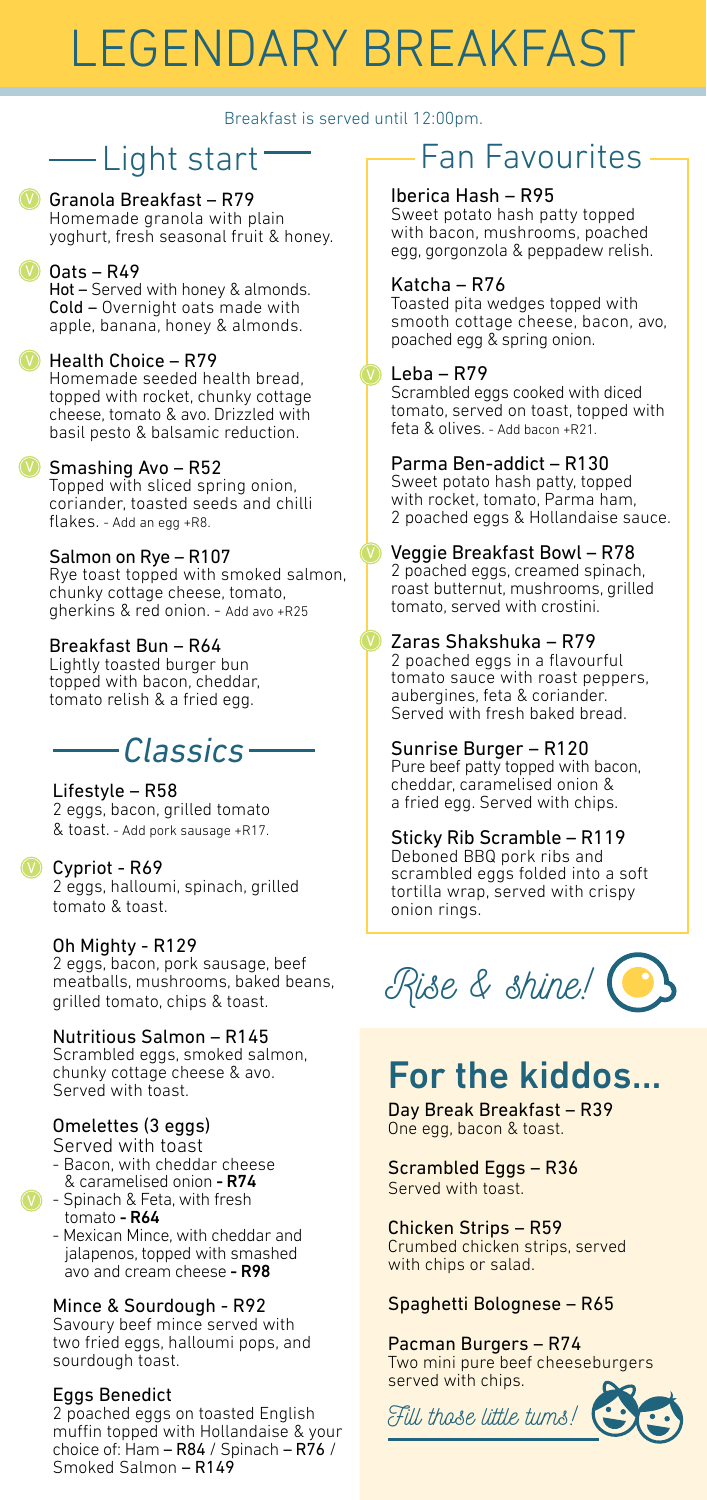# LEGENDARY BREAKFAST

Breakfast is served until 12:00pm.

## Light start

**Granola Breakfast – R79** (V)
Homemade granola with plain yoghurt, fresh seasonal fruit & honey.

**Oats – R49** (V)
**Hot** – Served with honey & almonds. **Cold** – Overnight oats made with apple, banana, honey & almonds.

**Health Choice – R79** (V)
Homemade seeded health bread, topped with rocket, chunky cottage cheese, tomato & avo. Drizzled with basil pesto & balsamic reduction.

**Smashing Avo – R52** (V)
Topped with sliced spring onion, coriander, toasted seeds and chilli flakes. - Add an egg +R8.

**Salmon on Rye – R107**
Rye toast topped with smoked salmon, chunky cottage cheese, tomato, gherkins & red onion. - Add avo +R25

**Breakfast Bun – R64**
Lightly toasted burger bun topped with bacon, cheddar, tomato relish & a fried egg.

## *Classics*

**Lifestyle – R58**
2 eggs, bacon, grilled tomato & toast. - Add pork sausage +R17.

**Cypriot - R69** (V)
2 eggs, halloumi, spinach, grilled tomato & toast.

**Oh Mighty - R129**
2 eggs, bacon, pork sausage, beef meatballs, mushrooms, baked beans, grilled tomato, chips & toast.

**Nutritious Salmon – R145**
Scrambled eggs, smoked salmon, chunky cottage cheese & avo. Served with toast.

**Omelettes (3 eggs)**
Served with toast
- Bacon, with cheddar cheese & caramelised onion **- R74**
- (V) Spinach & Feta, with fresh tomato **- R64**
- Mexican Mince, with cheddar and jalapenos, topped with smashed avo and cream cheese **- R98**

**Mince & Sourdough - R92**
Savoury beef mince served with two fried eggs, halloumi pops, and sourdough toast.

**Eggs Benedict**
2 poached eggs on toasted English muffin topped with Hollandaise & your choice of: Ham – **R84** / Spinach – **R76** / Smoked Salmon – **R149**

## Fan Favourites

**Iberica Hash – R95**
Sweet potato hash patty topped with bacon, mushrooms, poached egg, gorgonzola & peppadew relish.

**Katcha – R76**
Toasted pita wedges topped with smooth cottage cheese, bacon, avo, poached egg & spring onion.

**Leba – R79** (V)
Scrambled eggs cooked with diced tomato, served on toast, topped with feta & olives. - Add bacon +R21.

**Parma Ben-addict – R130**
Sweet potato hash patty, topped with rocket, tomato, Parma ham, 2 poached eggs & Hollandaise sauce.

**Veggie Breakfast Bowl – R78** (V)
2 poached eggs, creamed spinach, roast butternut, mushrooms, grilled tomato, served with crostini.

**Zaras Shakshuka – R79** (V)
2 poached eggs in a flavourful tomato sauce with roast peppers, aubergines, feta & coriander. Served with fresh baked bread.

**Sunrise Burger – R120**
Pure beef patty topped with bacon, cheddar, caramelised onion & a fried egg. Served with chips.

**Sticky Rib Scramble – R119**
Deboned BBQ pork ribs and scrambled eggs folded into a soft tortilla wrap, served with crispy onion rings.

*Rise & shine!*

## For the kiddos...

**Day Break Breakfast – R39**
One egg, bacon & toast.

**Scrambled Eggs – R36**
Served with toast.

**Chicken Strips – R59**
Crumbed chicken strips, served with chips or salad.

**Spaghetti Bolognese – R65**

**Pacman Burgers – R74**
Two mini pure beef cheeseburgers served with chips.

*Fill those little tums!*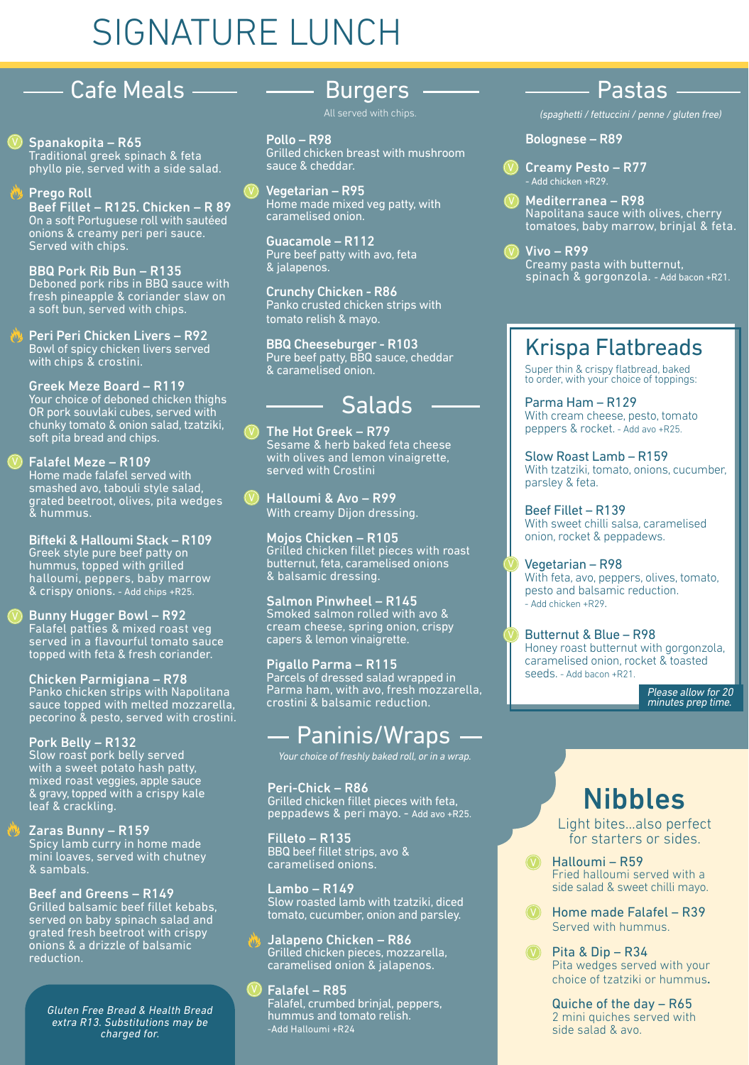# SIGNATURE LUNCH

## Cafe Meals

**Spanakopita – R65** (V)
Traditional greek spinach & feta phyllo pie, served with a side salad.

**Prego Roll**
**Beef Fillet – R125. Chicken – R 89**
On a soft Portuguese roll with sautéed onions & creamy peri peri sauce. Served with chips.

**BBQ Pork Rib Bun – R135**
Deboned pork ribs in BBQ sauce with fresh pineapple & coriander slaw on a soft bun, served with chips.

**Peri Peri Chicken Livers – R92**
Bowl of spicy chicken livers served with chips & crostini.

**Greek Meze Board – R119**
Your choice of deboned chicken thighs OR pork souvlaki cubes, served with chunky tomato & onion salad, tzatziki, soft pita bread and chips.

**Falafel Meze – R109** (V)
Home made falafel served with smashed avo, tabouli style salad, grated beetroot, olives, pita wedges & hummus.

**Bifteki & Halloumi Stack – R109**
Greek style pure beef patty on hummus, topped with grilled halloumi, peppers, baby marrow & crispy onions. - Add chips +R25.

**Bunny Hugger Bowl – R92** (V)
Falafel patties & mixed roast veg served in a flavourful tomato sauce topped with feta & fresh coriander.

**Chicken Parmigiana – R78**
Panko chicken strips with Napolitana sauce topped with melted mozzarella, pecorino & pesto, served with crostini.

**Pork Belly – R132**
Slow roast pork belly served with a sweet potato hash patty, mixed roast veggies, apple sauce & gravy, topped with a crispy kale leaf & crackling.

**Zaras Bunny – R159**
Spicy lamb curry in home made mini loaves, served with chutney & sambals.

**Beef and Greens – R149**
Grilled balsamic beef fillet kebabs, served on baby spinach salad and grated fresh beetroot with crispy onions & a drizzle of balsamic reduction.

*Gluten Free Bread & Health Bread extra R13. Substitutions may be charged for.*

## Burgers

All served with chips.

**Pollo – R98**
Grilled chicken breast with mushroom sauce & cheddar.

**Vegetarian – R95** (V)
Home made mixed veg patty, with caramelised onion.

**Guacamole – R112**
Pure beef patty with avo, feta & jalapenos.

**Crunchy Chicken - R86**
Panko crusted chicken strips with tomato relish & mayo.

**BBQ Cheeseburger - R103**
Pure beef patty, BBQ sauce, cheddar & caramelised onion.

## Salads

**The Hot Greek – R79** (V)
Sesame & herb baked feta cheese with olives and lemon vinaigrette, served with Crostini

**Halloumi & Avo – R99** (V)
With creamy Dijon dressing.

**Mojos Chicken – R105**
Grilled chicken fillet pieces with roast butternut, feta, caramelised onions & balsamic dressing.

**Salmon Pinwheel – R145**
Smoked salmon rolled with avo & cream cheese, spring onion, crispy capers & lemon vinaigrette.

**Pigallo Parma – R115**
Parcels of dressed salad wrapped in Parma ham, with avo, fresh mozzarella, crostini & balsamic reduction.

## Paninis/Wraps

*Your choice of freshly baked roll, or in a wrap.*

**Peri-Chick – R86**
Grilled chicken fillet pieces with feta, peppadews & peri mayo. - Add avo +R25.

**Filleto – R135**
BBQ beef fillet strips, avo & caramelised onions.

**Lambo – R149**
Slow roasted lamb with tzatziki, diced tomato, cucumber, onion and parsley.

**Jalapeno Chicken – R86**
Grilled chicken pieces, mozzarella, caramelised onion & jalapenos.

**Falafel – R85** (V)
Falafel, crumbed brinjal, peppers, hummus and tomato relish.
-Add Halloumi +R24

## Pastas

*(spaghetti / fettuccini / penne / gluten free)*

**Bolognese – R89**

**Creamy Pesto – R77** (V)
- Add chicken +R29.

**Mediterranea – R98** (V)
Napolitana sauce with olives, cherry tomatoes, baby marrow, brinjal & feta.

**Vivo – R99** (V)
Creamy pasta with butternut, spinach & gorgonzola. - Add bacon +R21.

## Krispa Flatbreads

Super thin & crispy flatbread, baked to order, with your choice of toppings:

**Parma Ham – R129**
With cream cheese, pesto, tomato peppers & rocket. - Add avo +R25.

**Slow Roast Lamb – R159**
With tzatziki, tomato, onions, cucumber, parsley & feta.

**Beef Fillet – R139**
With sweet chilli salsa, caramelised onion, rocket & peppadews.

**Vegetarian – R98** (V)
With feta, avo, peppers, olives, tomato, pesto and balsamic reduction.
- Add chicken +R29.

**Butternut & Blue – R98** (V)
Honey roast butternut with gorgonzola, caramelised onion, rocket & toasted seeds. - Add bacon +R21.

*Please allow for 20 minutes prep time.*

## Nibbles

Light bites...also perfect for starters or sides.

**Halloumi – R59** (V)
Fried halloumi served with a side salad & sweet chilli mayo.

**Home made Falafel – R39** (V)
Served with hummus.

**Pita & Dip – R34** (V)
Pita wedges served with your choice of tzatziki or hummus.

**Quiche of the day – R65**
2 mini quiches served with side salad & avo.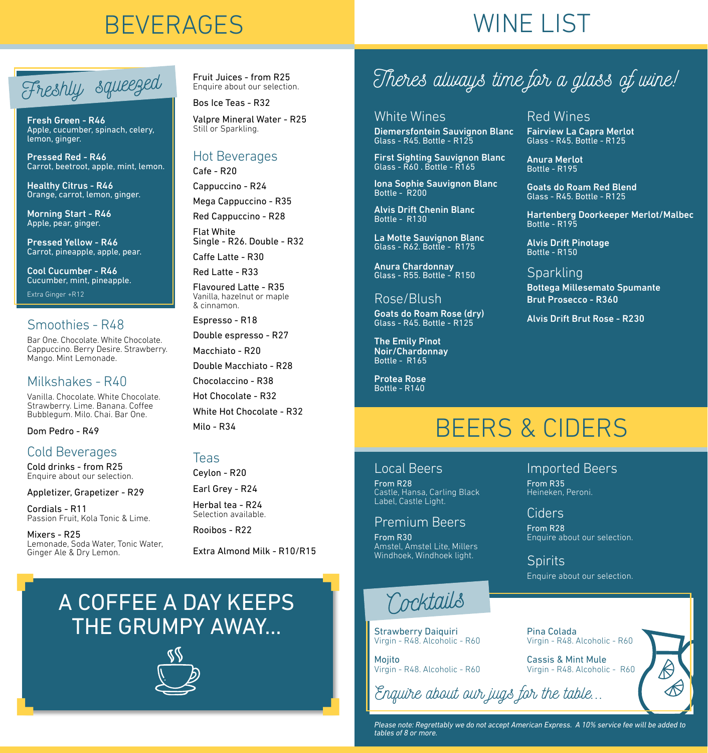# BEVERAGES

## Freshly squeezed

**Fresh Green - R46**
Apple, cucumber, spinach, celery, lemon, ginger.

**Pressed Red - R46**
Carrot, beetroot, apple, mint, lemon.

**Healthy Citrus - R46**
Orange, carrot, lemon, ginger.

**Morning Start - R46**
Apple, pear, ginger.

**Pressed Yellow - R46**
Carrot, pineapple, apple, pear.

**Cool Cucumber - R46**
Cucumber, mint, pineapple.

Extra Ginger +R12

## Smoothies - R48

Bar One. Chocolate. White Chocolate. Cappuccino. Berry Desire. Strawberry. Mango. Mint Lemonade.

## Milkshakes - R40

Vanilla. Chocolate. White Chocolate. Strawberry. Lime. Banana. Coffee Bubblegum. Milo. Chai. Bar One.

Dom Pedro - R49

## Cold Beverages

Cold drinks - from R25
Enquire about our selection.

Appletizer, Grapetizer - R29

Cordials - R11
Passion Fruit, Kola Tonic & Lime.

Mixers - R25
Lemonade, Soda Water, Tonic Water, Ginger Ale & Dry Lemon.

Fruit Juices - from R25
Enquire about our selection.

Bos Ice Teas - R32

Valpre Mineral Water - R25
Still or Sparkling.

## Hot Beverages

Cafe - R20

Cappuccino - R24

Mega Cappuccino - R35

Red Cappuccino - R28

Flat White
Single - R26. Double - R32

Caffe Latte - R30

Red Latte - R33

Flavoured Latte - R35
Vanilla, hazelnut or maple & cinnamon.

Espresso - R18

Double espresso - R27

Macchiato - R20

Double Macchiato - R28

Chocolaccino - R38

Hot Chocolate - R32

White Hot Chocolate - R32

Milo - R34

## Teas

Ceylon - R20

Earl Grey - R24

Herbal tea - R24
Selection available.

Rooibos - R22

Extra Almond Milk - R10/R15

A COFFEE A DAY KEEPS THE GRUMPY AWAY...

# WINE LIST

*Theres always time for a glass of wine!*

## White Wines

**Diemersfontein Sauvignon Blanc**
Glass - R45. Bottle - R125

**First Sighting Sauvignon Blanc**
Glass - R60 . Bottle - R165

**Iona Sophie Sauvignon Blanc**
Bottle - R200

**Alvis Drift Chenin Blanc**
Bottle - R130

**La Motte Sauvignon Blanc**
Glass - R62. Bottle - R175

**Anura Chardonnay**
Glass - R55. Bottle - R150

## Rose/Blush

**Goats do Roam Rose (dry)**
Glass - R45. Bottle - R125

**The Emily Pinot Noir/Chardonnay**
Bottle - R165

**Protea Rose**
Bottle - R140

## Red Wines

**Fairview La Capra Merlot**
Glass - R45. Bottle - R125

**Anura Merlot**
Bottle - R195

**Goats do Roam Red Blend**
Glass - R45. Bottle - R125

**Hartenberg Doorkeeper Merlot/Malbec**
Bottle - R195

**Alvis Drift Pinotage**
Bottle - R150

## Sparkling

**Bottega Millesemato Spumante Brut Prosecco - R360**

**Alvis Drift Brut Rose - R230**

# BEERS & CIDERS

## Local Beers

From R28
Castle, Hansa, Carling Black Label, Castle Light.

## Premium Beers

From R30
Amstel, Amstel Lite, Millers Windhoek, Windhoek light.

## Imported Beers

From R35
Heineken, Peroni.

## Ciders

From R28
Enquire about our selection.

## Spirits

Enquire about our selection.

## Cocktails

Strawberry Daiquiri
Virgin - R48. Alcoholic - R60

Mojito
Virgin - R48. Alcoholic - R60

Pina Colada
Virgin - R48. Alcoholic - R60

Cassis & Mint Mule
Virgin - R48. Alcoholic - R60

*Enquire about our jugs for the table...*

*Please note: Regrettably we do not accept American Express. A 10% service fee will be added to tables of 8 or more.*